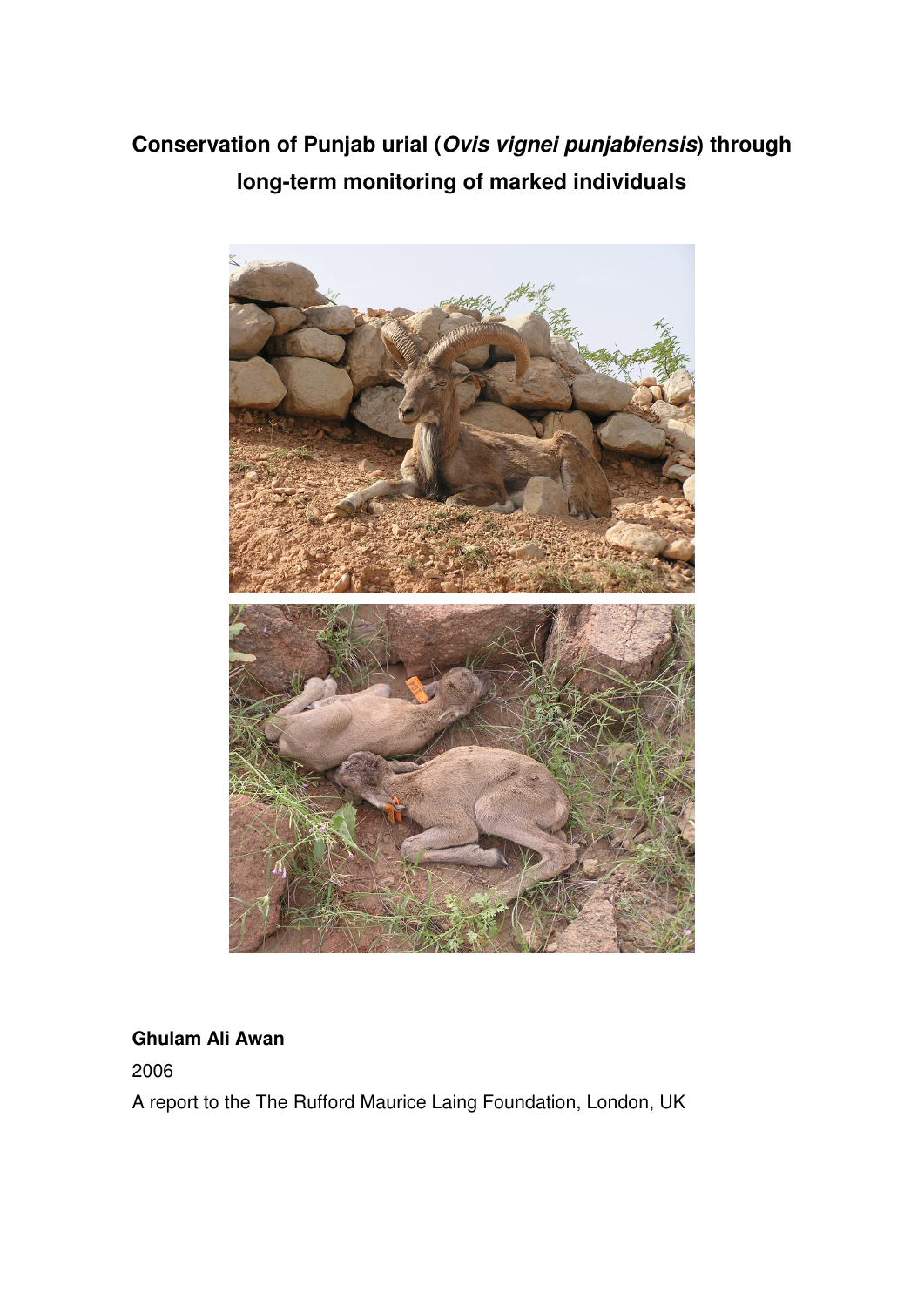# Conservation of Punjab urial (*Ovis vignei punjabiensis*) through long-term monitoring of marked individuals

**Ghulam Ali Awan**

2006

A report to the The Rufford Maurice Laing Foundation, London, UK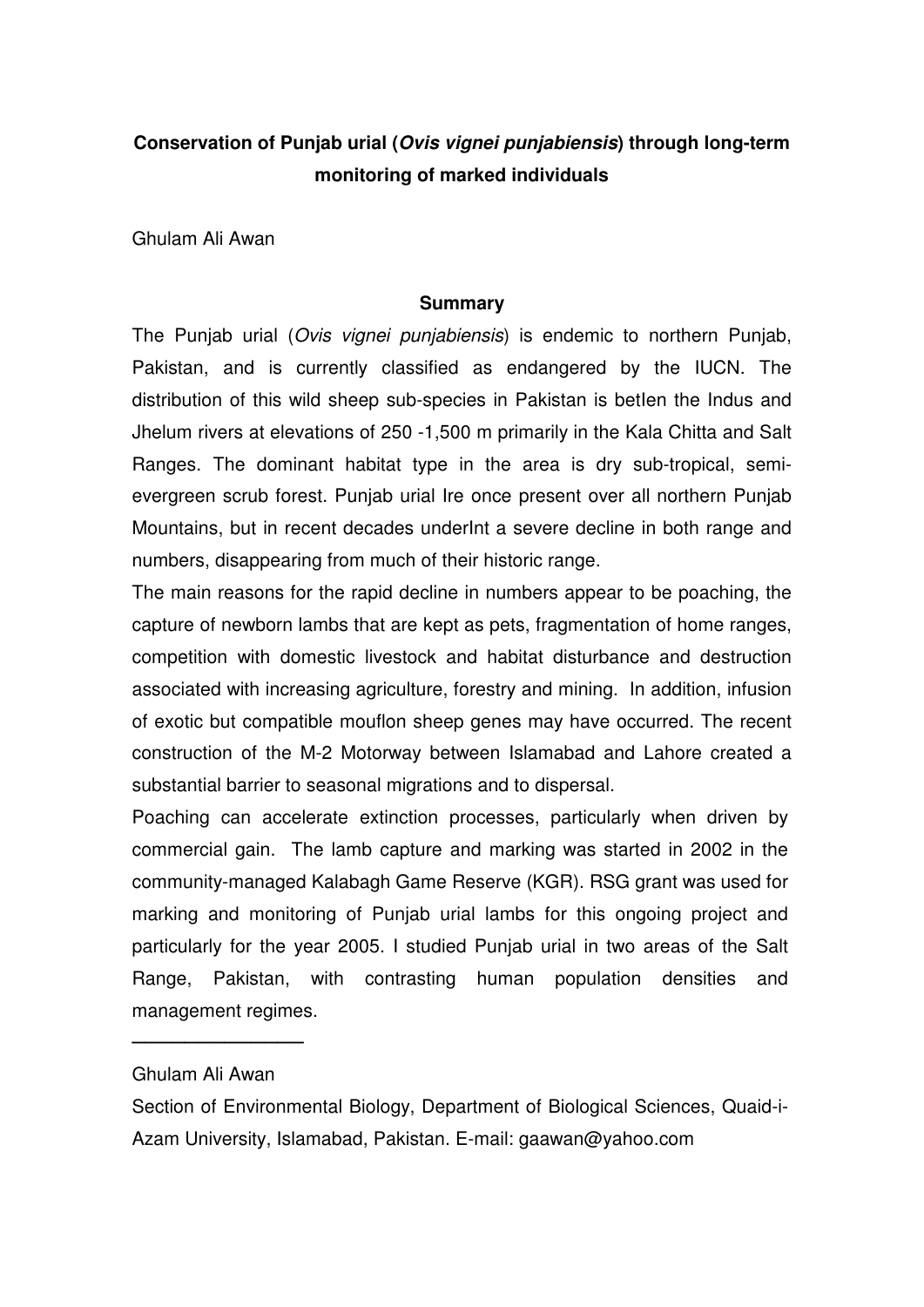**Conservation of Punjab urial (*Ovis vignei punjabiensis*) through long-term monitoring of marked individuals**

Ghulam Ali Awan

## Summary

The Punjab urial (*Ovis vignei punjabiensis*) is endemic to northern Punjab, Pakistan, and is currently classified as endangered by the IUCN. The distribution of this wild sheep sub-species in Pakistan is betIen the Indus and Jhelum rivers at elevations of 250 -1,500 m primarily in the Kala Chitta and Salt Ranges. The dominant habitat type in the area is dry sub-tropical, semi-evergreen scrub forest. Punjab urial Ire once present over all northern Punjab Mountains, but in recent decades underInt a severe decline in both range and numbers, disappearing from much of their historic range.

The main reasons for the rapid decline in numbers appear to be poaching, the capture of newborn lambs that are kept as pets, fragmentation of home ranges, competition with domestic livestock and habitat disturbance and destruction associated with increasing agriculture, forestry and mining. In addition, infusion of exotic but compatible mouflon sheep genes may have occurred. The recent construction of the M-2 Motorway between Islamabad and Lahore created a substantial barrier to seasonal migrations and to dispersal.

Poaching can accelerate extinction processes, particularly when driven by commercial gain. The lamb capture and marking was started in 2002 in the community-managed Kalabagh Game Reserve (KGR). RSG grant was used for marking and monitoring of Punjab urial lambs for this ongoing project and particularly for the year 2005. I studied Punjab urial in two areas of the Salt Range, Pakistan, with contrasting human population densities and management regimes.

---

Ghulam Ali Awan

Section of Environmental Biology, Department of Biological Sciences, Quaid-i-Azam University, Islamabad, Pakistan. E-mail: gaawan@yahoo.com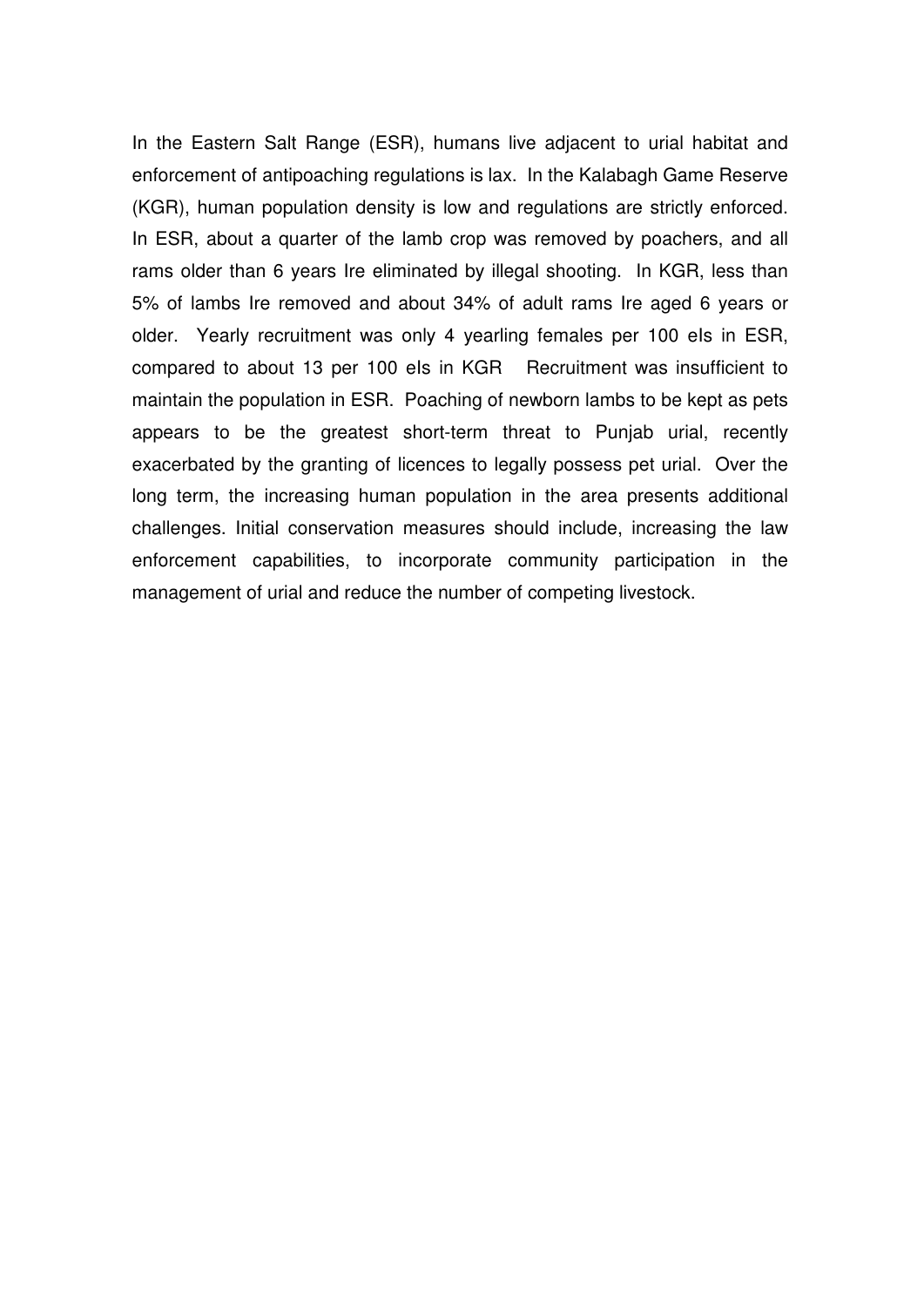In the Eastern Salt Range (ESR), humans live adjacent to urial habitat and enforcement of antipoaching regulations is lax. In the Kalabagh Game Reserve (KGR), human population density is low and regulations are strictly enforced. In ESR, about a quarter of the lamb crop was removed by poachers, and all rams older than 6 years Ire eliminated by illegal shooting. In KGR, less than 5% of lambs Ire removed and about 34% of adult rams Ire aged 6 years or older. Yearly recruitment was only 4 yearling females per 100 eIs in ESR, compared to about 13 per 100 eIs in KGR  Recruitment was insufficient to maintain the population in ESR. Poaching of newborn lambs to be kept as pets appears to be the greatest short-term threat to Punjab urial, recently exacerbated by the granting of licences to legally possess pet urial. Over the long term, the increasing human population in the area presents additional challenges. Initial conservation measures should include, increasing the law enforcement capabilities, to incorporate community participation in the management of urial and reduce the number of competing livestock.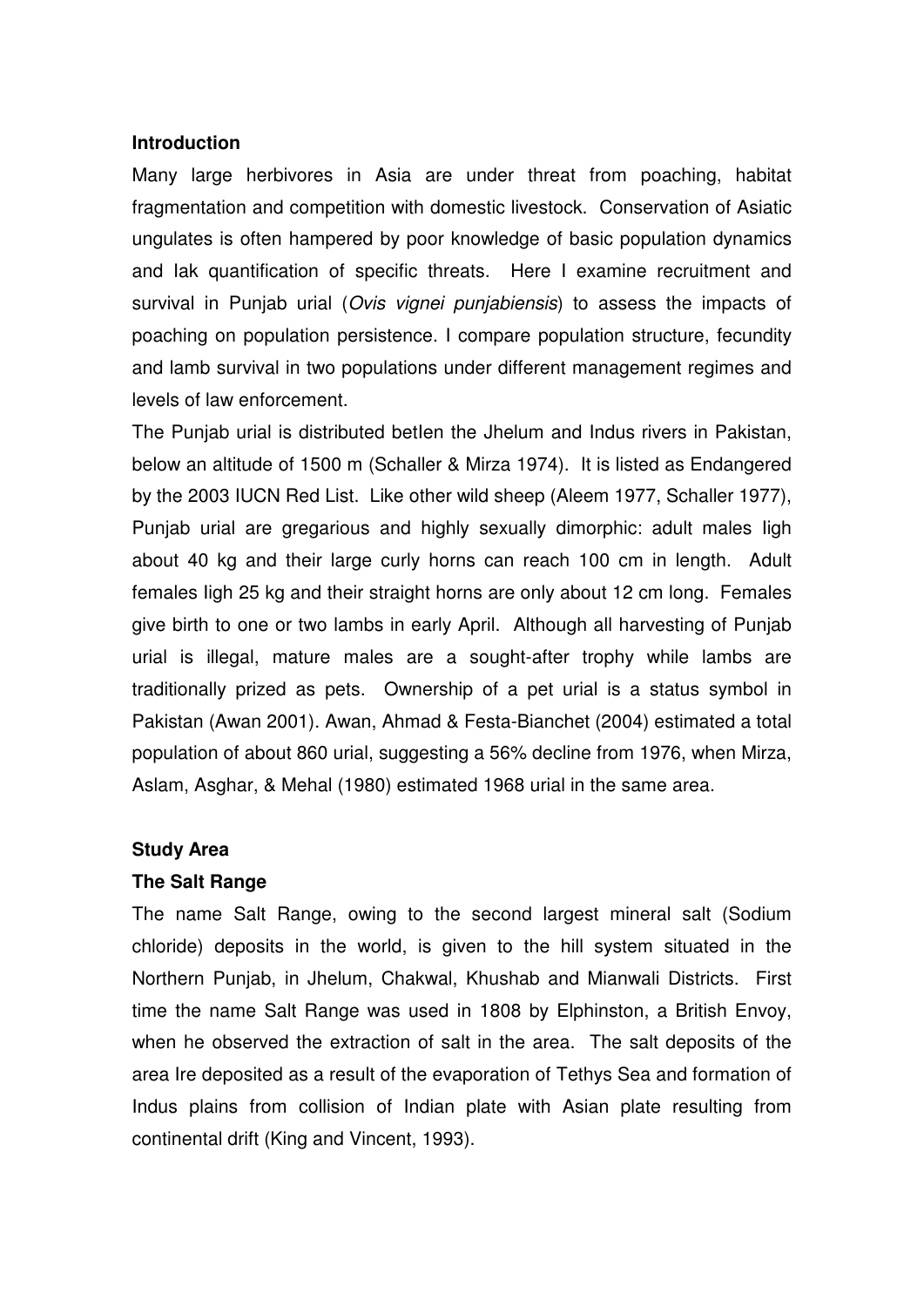## Introduction

Many large herbivores in Asia are under threat from poaching, habitat fragmentation and competition with domestic livestock. Conservation of Asiatic ungulates is often hampered by poor knowledge of basic population dynamics and Iak quantification of specific threats. Here I examine recruitment and survival in Punjab urial (*Ovis vignei punjabiensis*) to assess the impacts of poaching on population persistence. I compare population structure, fecundity and lamb survival in two populations under different management regimes and levels of law enforcement.

The Punjab urial is distributed betIen the Jhelum and Indus rivers in Pakistan, below an altitude of 1500 m (Schaller & Mirza 1974). It is listed as Endangered by the 2003 IUCN Red List. Like other wild sheep (Aleem 1977, Schaller 1977), Punjab urial are gregarious and highly sexually dimorphic: adult males Iigh about 40 kg and their large curly horns can reach 100 cm in length. Adult females Iigh 25 kg and their straight horns are only about 12 cm long. Females give birth to one or two lambs in early April. Although all harvesting of Punjab urial is illegal, mature males are a sought-after trophy while lambs are traditionally prized as pets. Ownership of a pet urial is a status symbol in Pakistan (Awan 2001). Awan, Ahmad & Festa-Bianchet (2004) estimated a total population of about 860 urial, suggesting a 56% decline from 1976, when Mirza, Aslam, Asghar, & Mehal (1980) estimated 1968 urial in the same area.

## Study Area

### The Salt Range

The name Salt Range, owing to the second largest mineral salt (Sodium chloride) deposits in the world, is given to the hill system situated in the Northern Punjab, in Jhelum, Chakwal, Khushab and Mianwali Districts. First time the name Salt Range was used in 1808 by Elphinston, a British Envoy, when he observed the extraction of salt in the area. The salt deposits of the area Ire deposited as a result of the evaporation of Tethys Sea and formation of Indus plains from collision of Indian plate with Asian plate resulting from continental drift (King and Vincent, 1993).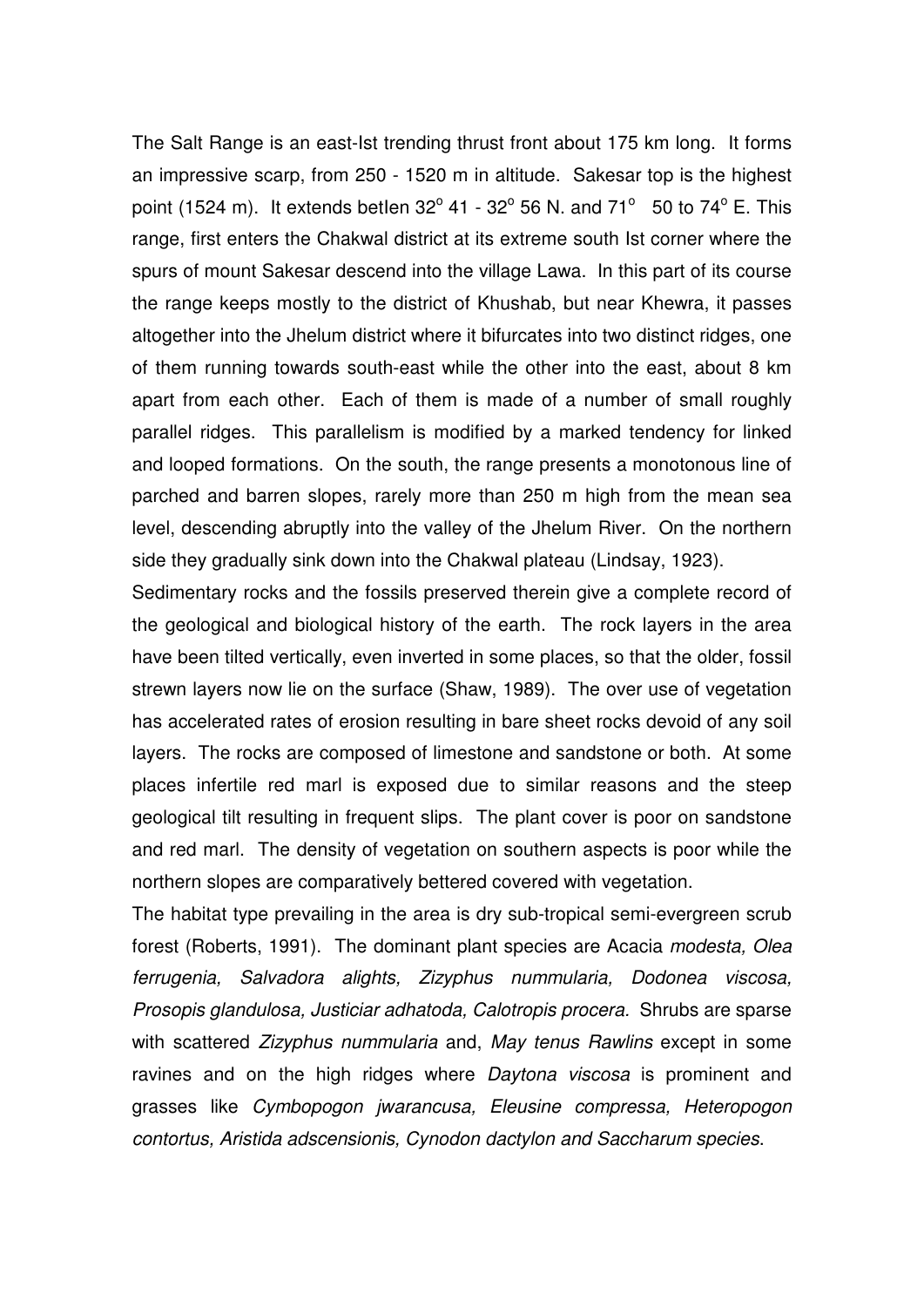The Salt Range is an east-Ist trending thrust front about 175 km long. It forms an impressive scarp, from 250 - 1520 m in altitude. Sakesar top is the highest point (1524 m). It extends betIen 32$^{o}$ 41 - 32$^{o}$ 56 N. and 71$^{o}$ 50 to 74$^{o}$ E. This range, first enters the Chakwal district at its extreme south Ist corner where the spurs of mount Sakesar descend into the village Lawa. In this part of its course the range keeps mostly to the district of Khushab, but near Khewra, it passes altogether into the Jhelum district where it bifurcates into two distinct ridges, one of them running towards south-east while the other into the east, about 8 km apart from each other. Each of them is made of a number of small roughly parallel ridges. This parallelism is modified by a marked tendency for linked and looped formations. On the south, the range presents a monotonous line of parched and barren slopes, rarely more than 250 m high from the mean sea level, descending abruptly into the valley of the Jhelum River. On the northern side they gradually sink down into the Chakwal plateau (Lindsay, 1923).

Sedimentary rocks and the fossils preserved therein give a complete record of the geological and biological history of the earth. The rock layers in the area have been tilted vertically, even inverted in some places, so that the older, fossil strewn layers now lie on the surface (Shaw, 1989). The over use of vegetation has accelerated rates of erosion resulting in bare sheet rocks devoid of any soil layers. The rocks are composed of limestone and sandstone or both. At some places infertile red marl is exposed due to similar reasons and the steep geological tilt resulting in frequent slips. The plant cover is poor on sandstone and red marl. The density of vegetation on southern aspects is poor while the northern slopes are comparatively bettered covered with vegetation.

The habitat type prevailing in the area is dry sub-tropical semi-evergreen scrub forest (Roberts, 1991). The dominant plant species are Acacia *modesta, Olea ferrugenia, Salvadora alights, Zizyphus nummularia, Dodonea viscosa, Prosopis glandulosa, Justiciar adhatoda, Calotropis procera*. Shrubs are sparse with scattered *Zizyphus nummularia* and, *May tenus Rawlins* except in some ravines and on the high ridges where *Daytona viscosa* is prominent and grasses like *Cymbopogon jwarancusa, Eleusine compressa, Heteropogon contortus, Aristida adscensionis, Cynodon dactylon and Saccharum species*.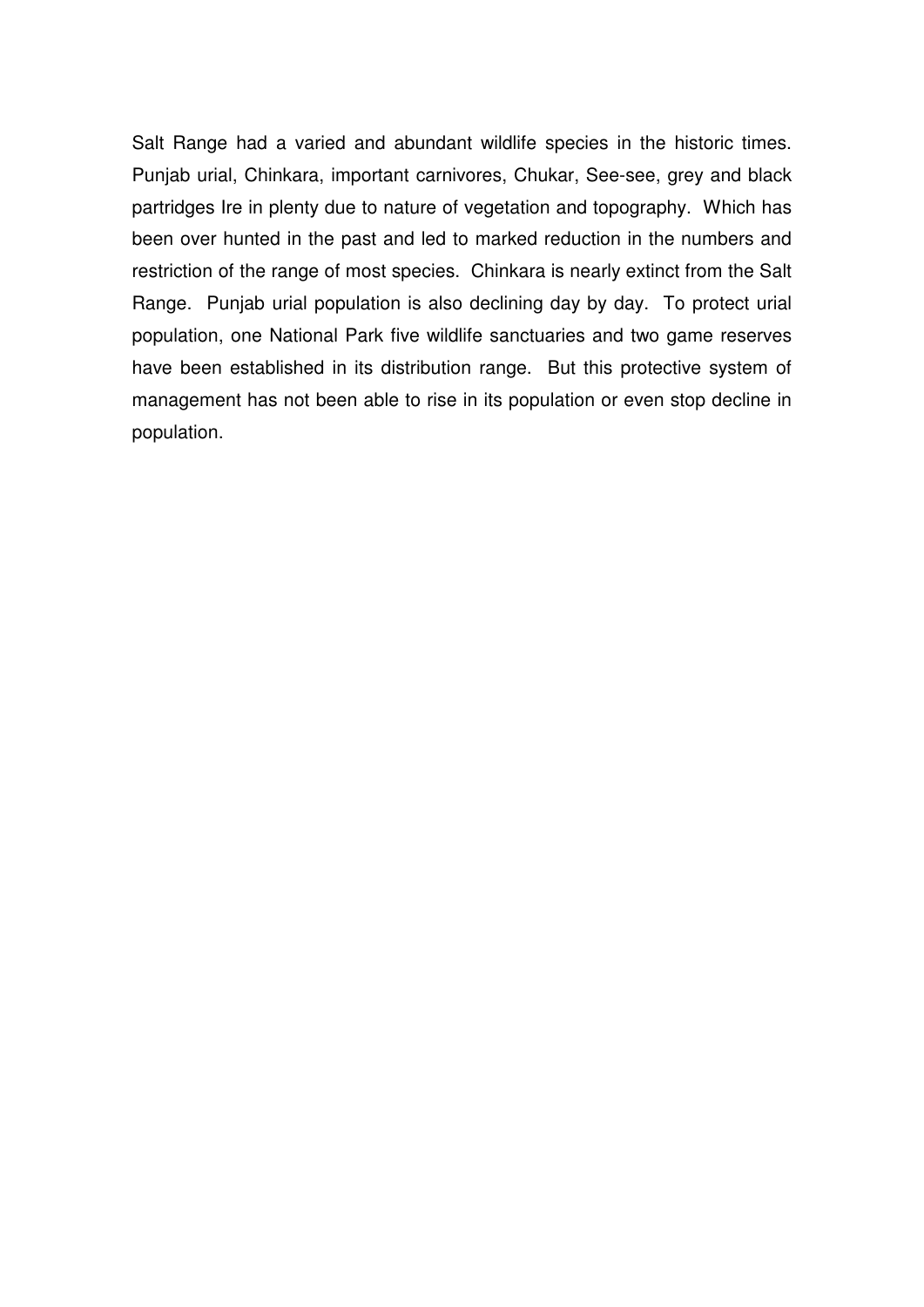Salt Range had a varied and abundant wildlife species in the historic times. Punjab urial, Chinkara, important carnivores, Chukar, See-see, grey and black partridges Ire in plenty due to nature of vegetation and topography. Which has been over hunted in the past and led to marked reduction in the numbers and restriction of the range of most species. Chinkara is nearly extinct from the Salt Range. Punjab urial population is also declining day by day. To protect urial population, one National Park five wildlife sanctuaries and two game reserves have been established in its distribution range. But this protective system of management has not been able to rise in its population or even stop decline in population.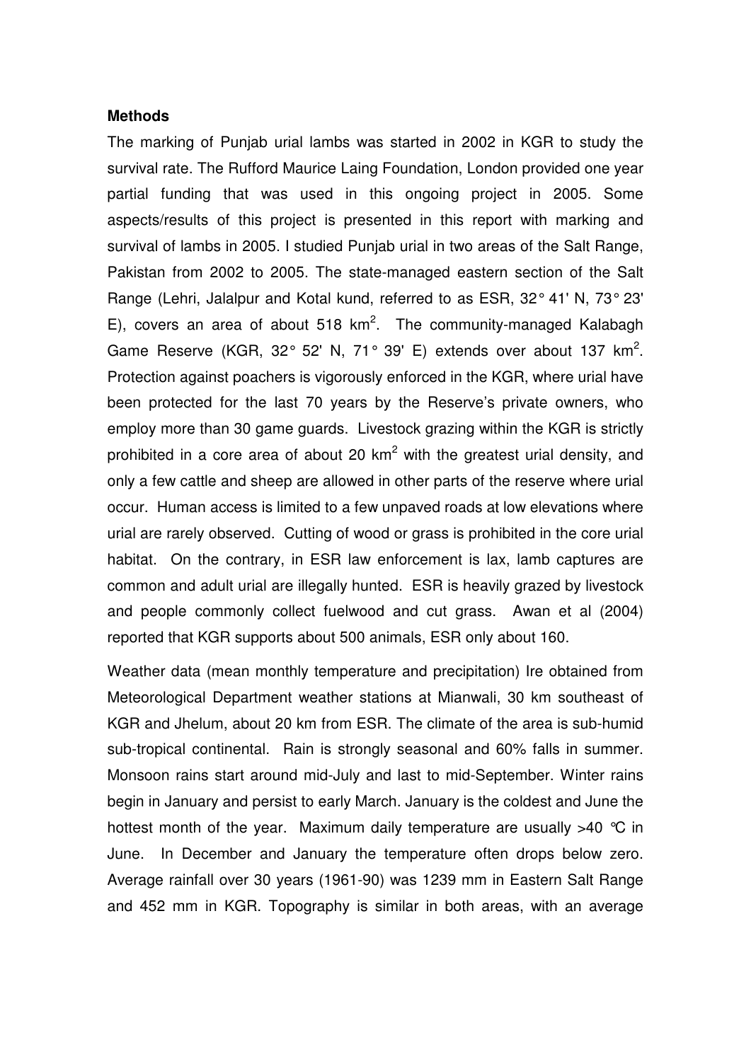**Methods**

The marking of Punjab urial lambs was started in 2002 in KGR to study the survival rate. The Rufford Maurice Laing Foundation, London provided one year partial funding that was used in this ongoing project in 2005. Some aspects/results of this project is presented in this report with marking and survival of lambs in 2005. I studied Punjab urial in two areas of the Salt Range, Pakistan from 2002 to 2005. The state-managed eastern section of the Salt Range (Lehri, Jalalpur and Kotal kund, referred to as ESR, 32° 41' N, 73° 23' E), covers an area of about 518 km$^2$. The community-managed Kalabagh Game Reserve (KGR, 32° 52' N, 71° 39' E) extends over about 137 km$^2$. Protection against poachers is vigorously enforced in the KGR, where urial have been protected for the last 70 years by the Reserve's private owners, who employ more than 30 game guards. Livestock grazing within the KGR is strictly prohibited in a core area of about 20 km$^2$ with the greatest urial density, and only a few cattle and sheep are allowed in other parts of the reserve where urial occur. Human access is limited to a few unpaved roads at low elevations where urial are rarely observed. Cutting of wood or grass is prohibited in the core urial habitat. On the contrary, in ESR law enforcement is lax, lamb captures are common and adult urial are illegally hunted. ESR is heavily grazed by livestock and people commonly collect fuelwood and cut grass. Awan et al (2004) reported that KGR supports about 500 animals, ESR only about 160.

Weather data (mean monthly temperature and precipitation) Ire obtained from Meteorological Department weather stations at Mianwali, 30 km southeast of KGR and Jhelum, about 20 km from ESR. The climate of the area is sub-humid sub-tropical continental. Rain is strongly seasonal and 60% falls in summer. Monsoon rains start around mid-July and last to mid-September. Winter rains begin in January and persist to early March. January is the coldest and June the hottest month of the year. Maximum daily temperature are usually >40 °C in June. In December and January the temperature often drops below zero. Average rainfall over 30 years (1961-90) was 1239 mm in Eastern Salt Range and 452 mm in KGR. Topography is similar in both areas, with an average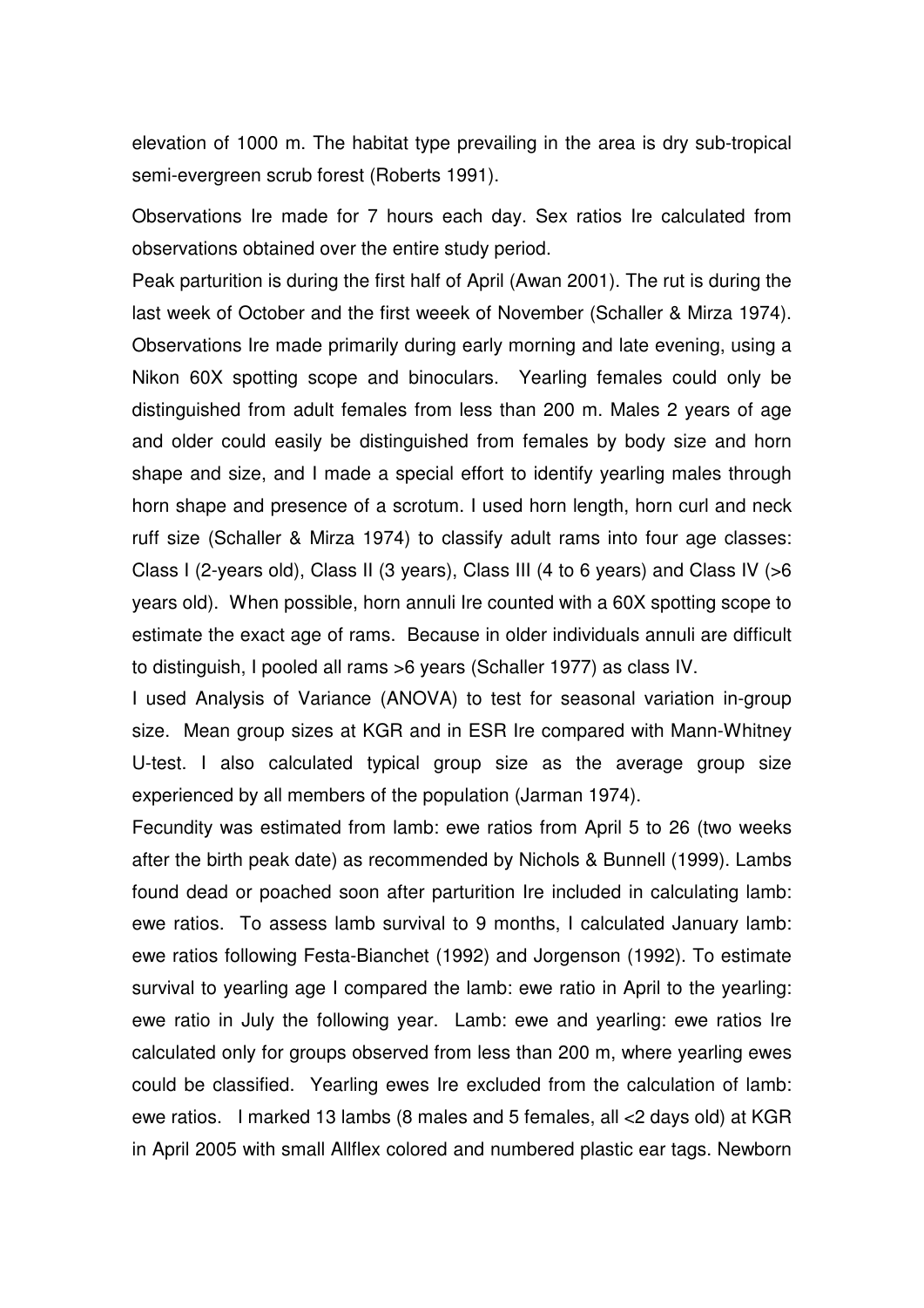elevation of 1000 m. The habitat type prevailing in the area is dry sub-tropical semi-evergreen scrub forest (Roberts 1991).

Observations Ire made for 7 hours each day. Sex ratios Ire calculated from observations obtained over the entire study period.

Peak parturition is during the first half of April (Awan 2001). The rut is during the last week of October and the first weeek of November (Schaller & Mirza 1974). Observations Ire made primarily during early morning and late evening, using a Nikon 60X spotting scope and binoculars. Yearling females could only be distinguished from adult females from less than 200 m. Males 2 years of age and older could easily be distinguished from females by body size and horn shape and size, and I made a special effort to identify yearling males through horn shape and presence of a scrotum. I used horn length, horn curl and neck ruff size (Schaller & Mirza 1974) to classify adult rams into four age classes: Class I (2-years old), Class II (3 years), Class III (4 to 6 years) and Class IV (>6 years old). When possible, horn annuli Ire counted with a 60X spotting scope to estimate the exact age of rams. Because in older individuals annuli are difficult to distinguish, I pooled all rams >6 years (Schaller 1977) as class IV.

I used Analysis of Variance (ANOVA) to test for seasonal variation in-group size. Mean group sizes at KGR and in ESR Ire compared with Mann-Whitney U-test. I also calculated typical group size as the average group size experienced by all members of the population (Jarman 1974).

Fecundity was estimated from lamb: ewe ratios from April 5 to 26 (two weeks after the birth peak date) as recommended by Nichols & Bunnell (1999). Lambs found dead or poached soon after parturition Ire included in calculating lamb: ewe ratios. To assess lamb survival to 9 months, I calculated January lamb: ewe ratios following Festa-Bianchet (1992) and Jorgenson (1992). To estimate survival to yearling age I compared the lamb: ewe ratio in April to the yearling: ewe ratio in July the following year. Lamb: ewe and yearling: ewe ratios Ire calculated only for groups observed from less than 200 m, where yearling ewes could be classified. Yearling ewes Ire excluded from the calculation of lamb: ewe ratios. I marked 13 lambs (8 males and 5 females, all <2 days old) at KGR in April 2005 with small Allflex colored and numbered plastic ear tags. Newborn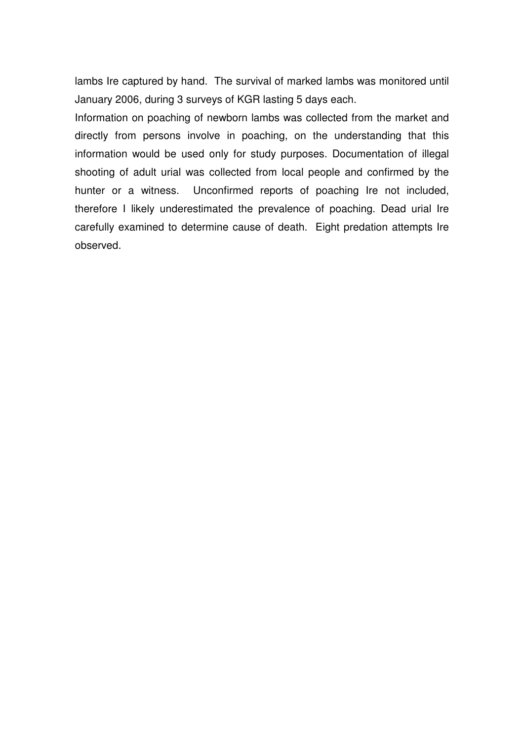lambs Ire captured by hand. The survival of marked lambs was monitored until January 2006, during 3 surveys of KGR lasting 5 days each.

Information on poaching of newborn lambs was collected from the market and directly from persons involve in poaching, on the understanding that this information would be used only for study purposes. Documentation of illegal shooting of adult urial was collected from local people and confirmed by the hunter or a witness. Unconfirmed reports of poaching Ire not included, therefore I likely underestimated the prevalence of poaching. Dead urial Ire carefully examined to determine cause of death. Eight predation attempts Ire observed.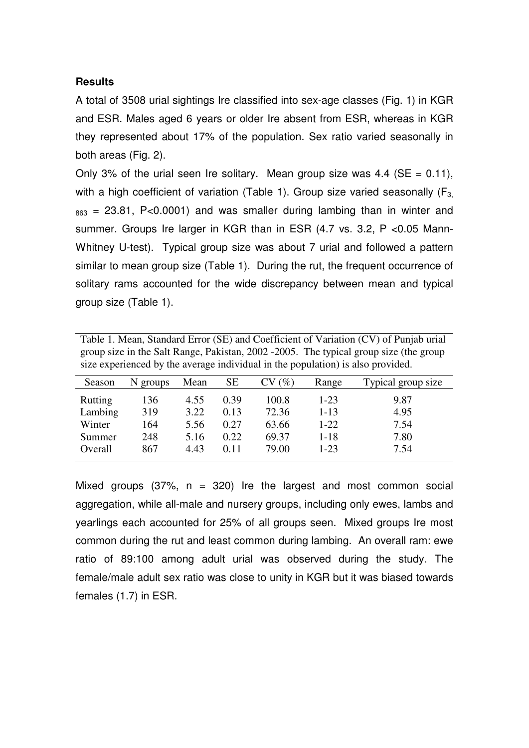**Results**

A total of 3508 urial sightings Ire classified into sex-age classes (Fig. 1) in KGR and ESR. Males aged 6 years or older Ire absent from ESR, whereas in KGR they represented about 17% of the population. Sex ratio varied seasonally in both areas (Fig. 2).

Only 3% of the urial seen Ire solitary. Mean group size was 4.4 (SE = 0.11), with a high coefficient of variation (Table 1). Group size varied seasonally ($F_{3, 863} = 23.81$, $P<0.0001$) and was smaller during lambing than in winter and summer. Groups Ire larger in KGR than in ESR (4.7 vs. 3.2, $P <0.05$ Mann-Whitney U-test). Typical group size was about 7 urial and followed a pattern similar to mean group size (Table 1). During the rut, the frequent occurrence of solitary rams accounted for the wide discrepancy between mean and typical group size (Table 1).

Table 1. Mean, Standard Error (SE) and Coefficient of Variation (CV) of Punjab urial group size in the Salt Range, Pakistan, 2002 -2005. The typical group size (the group size experienced by the average individual in the population) is also provided.

| Season | N groups | Mean | SE | CV (%) | Range | Typical group size |
|---|---|---|---|---|---|---|
| Rutting | 136 | 4.55 | 0.39 | 100.8 | 1-23 | 9.87 |
| Lambing | 319 | 3.22 | 0.13 | 72.36 | 1-13 | 4.95 |
| Winter | 164 | 5.56 | 0.27 | 63.66 | 1-22 | 7.54 |
| Summer | 248 | 5.16 | 0.22 | 69.37 | 1-18 | 7.80 |
| Overall | 867 | 4.43 | 0.11 | 79.00 | 1-23 | 7.54 |

Mixed groups (37%, n = 320) Ire the largest and most common social aggregation, while all-male and nursery groups, including only ewes, lambs and yearlings each accounted for 25% of all groups seen. Mixed groups Ire most common during the rut and least common during lambing. An overall ram: ewe ratio of 89:100 among adult urial was observed during the study. The female/male adult sex ratio was close to unity in KGR but it was biased towards females (1.7) in ESR.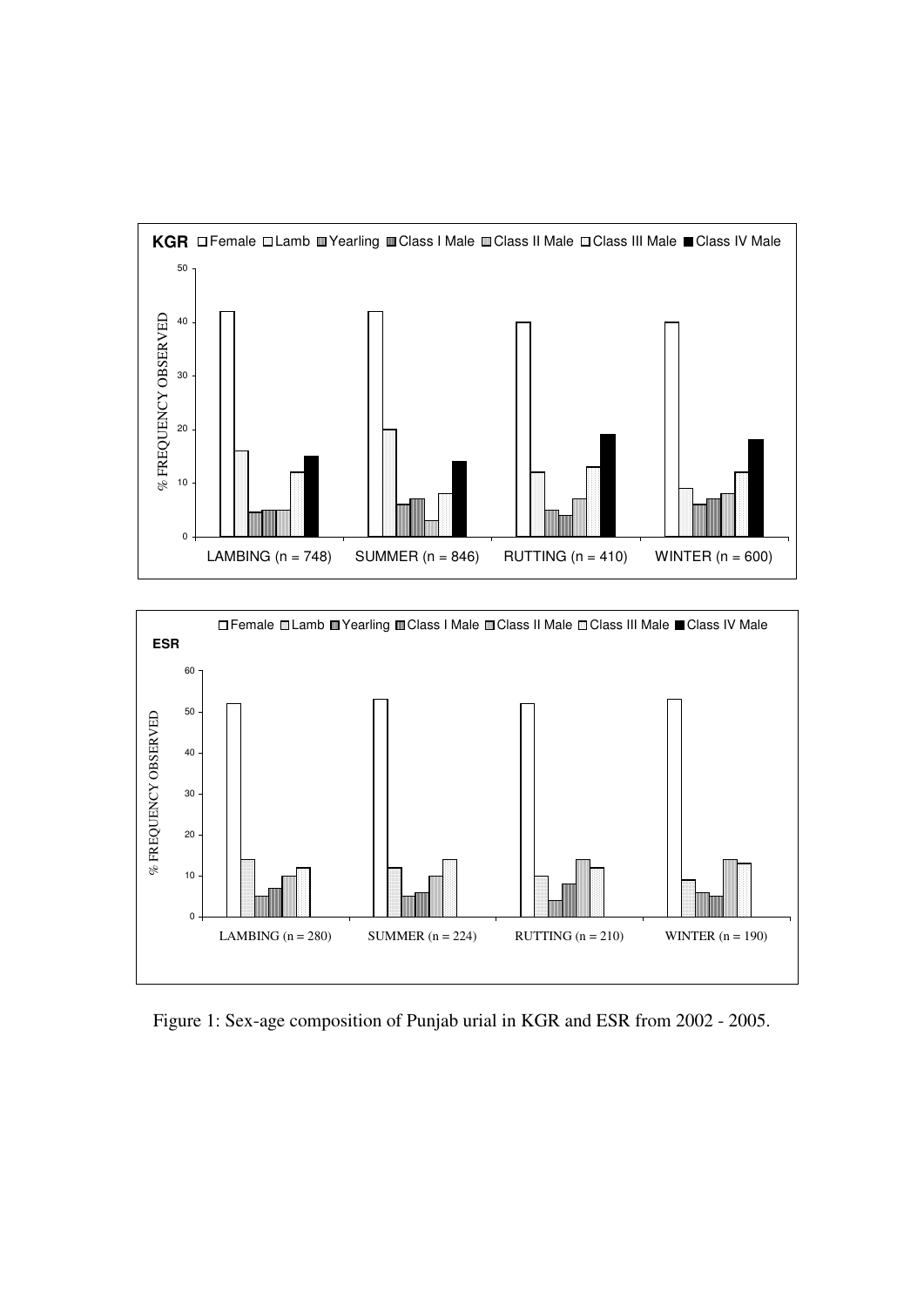Figure 1: Sex-age composition of Punjab urial in KGR and ESR from 2002 - 2005.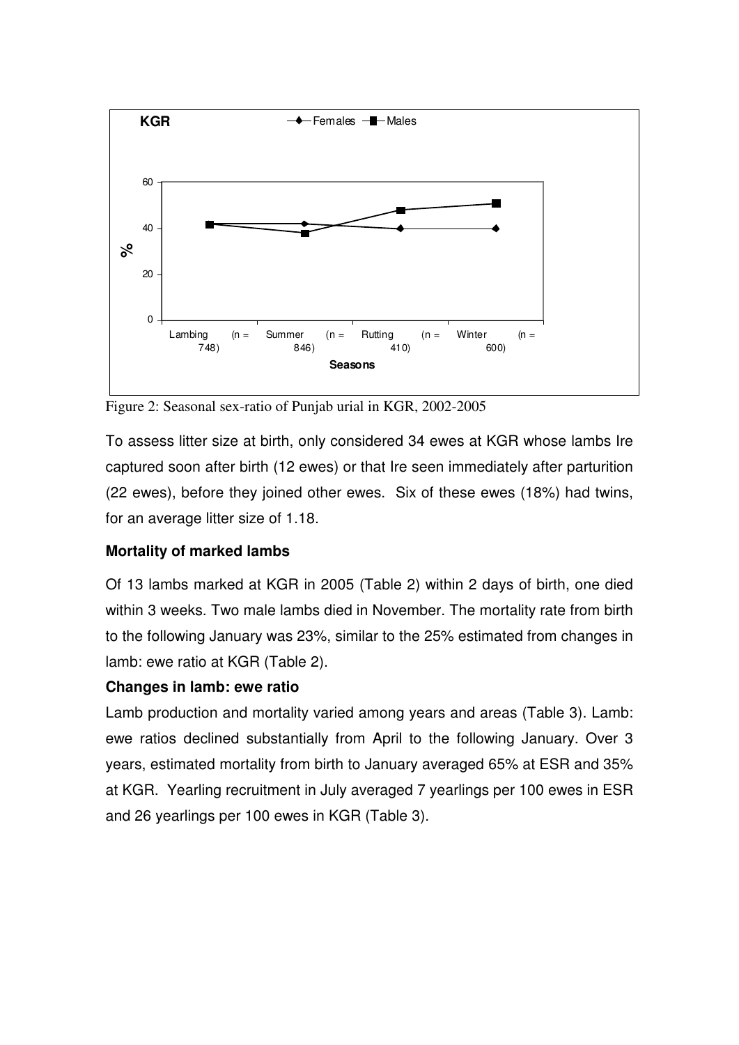Figure 2: Seasonal sex-ratio of Punjab urial in KGR, 2002-2005

To assess litter size at birth, only considered 34 ewes at KGR whose lambs Ire captured soon after birth (12 ewes) or that Ire seen immediately after parturition (22 ewes), before they joined other ewes. Six of these ewes (18%) had twins, for an average litter size of 1.18.

**Mortality of marked lambs**

Of 13 lambs marked at KGR in 2005 (Table 2) within 2 days of birth, one died within 3 weeks. Two male lambs died in November. The mortality rate from birth to the following January was 23%, similar to the 25% estimated from changes in lamb: ewe ratio at KGR (Table 2).

**Changes in lamb: ewe ratio**

Lamb production and mortality varied among years and areas (Table 3). Lamb: ewe ratios declined substantially from April to the following January. Over 3 years, estimated mortality from birth to January averaged 65% at ESR and 35% at KGR. Yearling recruitment in July averaged 7 yearlings per 100 ewes in ESR and 26 yearlings per 100 ewes in KGR (Table 3).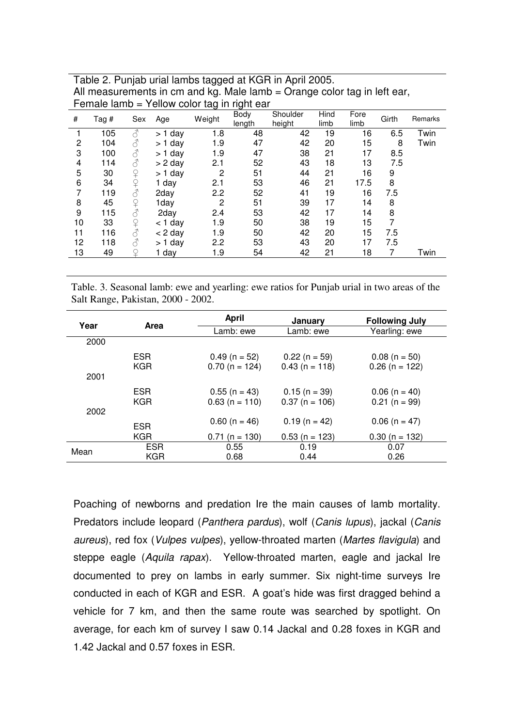Table 2. Punjab urial lambs tagged at KGR in April 2005.
All measurements in cm and kg. Male lamb = Orange color tag in left ear, Female lamb = Yellow color tag in right ear

| # | Tag # | Sex | Age | Weight | Body length | Shoulder height | Hind limb | Fore limb | Girth | Remarks |
|---|---|---|---|---|---|---|---|---|---|---|
| 1 | 105 | ♂ | > 1 day | 1.8 | 48 | 42 | 19 | 16 | 6.5 | Twin |
| 2 | 104 | ♂ | > 1 day | 1.9 | 47 | 42 | 20 | 15 | 8 | Twin |
| 3 | 100 | ♂ | > 1 day | 1.9 | 47 | 38 | 21 | 17 | 8.5 | |
| 4 | 114 | ♂ | > 2 day | 2.1 | 52 | 43 | 18 | 13 | 7.5 | |
| 5 | 30 | ♀ | > 1 day | 2 | 51 | 44 | 21 | 16 | 9 | |
| 6 | 34 | ♀ | 1 day | 2.1 | 53 | 46 | 21 | 17.5 | 8 | |
| 7 | 119 | ♂ | 2day | 2.2 | 52 | 41 | 19 | 16 | 7.5 | |
| 8 | 45 | ♀ | 1day | 2 | 51 | 39 | 17 | 14 | 8 | |
| 9 | 115 | ♂ | 2day | 2.4 | 53 | 42 | 17 | 14 | 8 | |
| 10 | 33 | ♀ | < 1 day | 1.9 | 50 | 38 | 19 | 15 | 7 | |
| 11 | 116 | ♂ | < 2 day | 1.9 | 50 | 42 | 20 | 15 | 7.5 | |
| 12 | 118 | ♂ | > 1 day | 2.2 | 53 | 43 | 20 | 17 | 7.5 | |
| 13 | 49 | ♀ | 1 day | 1.9 | 54 | 42 | 21 | 18 | 7 | Twin |

Table. 3. Seasonal lamb: ewe and yearling: ewe ratios for Punjab urial in two areas of the Salt Range, Pakistan, 2000 - 2002.

| Year | Area | April | January | Following July |
|---|---|---|---|---|
| | | Lamb: ewe | Lamb: ewe | Yearling: ewe |
| 2000 | | | | |
| | ESR | 0.49 (n = 52) | 0.22 (n = 59) | 0.08 (n = 50) |
| | KGR | 0.70 (n = 124) | 0.43 (n = 118) | 0.26 (n = 122) |
| 2001 | | | | |
| | ESR | 0.55 (n = 43) | 0.15 (n = 39) | 0.06 (n = 40) |
| | KGR | 0.63 (n = 110) | 0.37 (n = 106) | 0.21 (n = 99) |
| 2002 | | | | |
| | ESR | 0.60 (n = 46) | 0.19 (n = 42) | 0.06 (n = 47) |
| | KGR | 0.71 (n = 130) | 0.53 (n = 123) | 0.30 (n = 132) |
| Mean | ESR | 0.55 | 0.19 | 0.07 |
| | KGR | 0.68 | 0.44 | 0.26 |

Poaching of newborns and predation Ire the main causes of lamb mortality. Predators include leopard (*Panthera pardus*), wolf (*Canis lupus*), jackal (*Canis aureus*), red fox (*Vulpes vulpes*), yellow-throated marten (*Martes flavigula*) and steppe eagle (*Aquila rapax*). Yellow-throated marten, eagle and jackal Ire documented to prey on lambs in early summer. Six night-time surveys Ire conducted in each of KGR and ESR. A goat's hide was first dragged behind a vehicle for 7 km, and then the same route was searched by spotlight. On average, for each km of survey I saw 0.14 Jackal and 0.28 foxes in KGR and 1.42 Jackal and 0.57 foxes in ESR.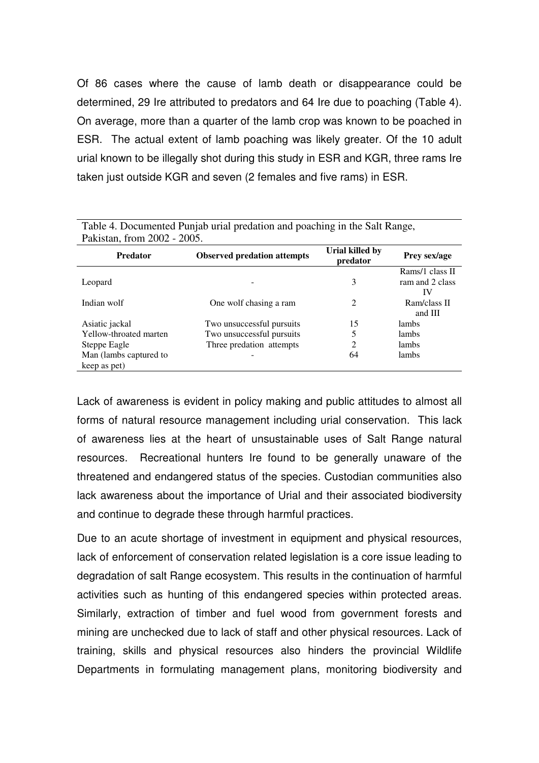Of 86 cases where the cause of lamb death or disappearance could be determined, 29 Ire attributed to predators and 64 Ire due to poaching (Table 4). On average, more than a quarter of the lamb crop was known to be poached in ESR. The actual extent of lamb poaching was likely greater. Of the 10 adult urial known to be illegally shot during this study in ESR and KGR, three rams Ire taken just outside KGR and seven (2 females and five rams) in ESR.

Table 4. Documented Punjab urial predation and poaching in the Salt Range, Pakistan, from 2002 - 2005.

| Predator | Observed predation attempts | Urial killed by predator | Prey sex/age |
|---|---|---|---|
| Leopard | - | 3 | Rams/1 class II ram and 2 class IV |
| Indian wolf | One wolf chasing a ram | 2 | Ram/class II and III |
| Asiatic jackal | Two unsuccessful pursuits | 15 | lambs |
| Yellow-throated marten | Two unsuccessful pursuits | 5 | lambs |
| Steppe Eagle | Three predation attempts | 2 | lambs |
| Man (lambs captured to keep as pet) | - | 64 | lambs |

Lack of awareness is evident in policy making and public attitudes to almost all forms of natural resource management including urial conservation. This lack of awareness lies at the heart of unsustainable uses of Salt Range natural resources. Recreational hunters Ire found to be generally unaware of the threatened and endangered status of the species. Custodian communities also lack awareness about the importance of Urial and their associated biodiversity and continue to degrade these through harmful practices.

Due to an acute shortage of investment in equipment and physical resources, lack of enforcement of conservation related legislation is a core issue leading to degradation of salt Range ecosystem. This results in the continuation of harmful activities such as hunting of this endangered species within protected areas. Similarly, extraction of timber and fuel wood from government forests and mining are unchecked due to lack of staff and other physical resources. Lack of training, skills and physical resources also hinders the provincial Wildlife Departments in formulating management plans, monitoring biodiversity and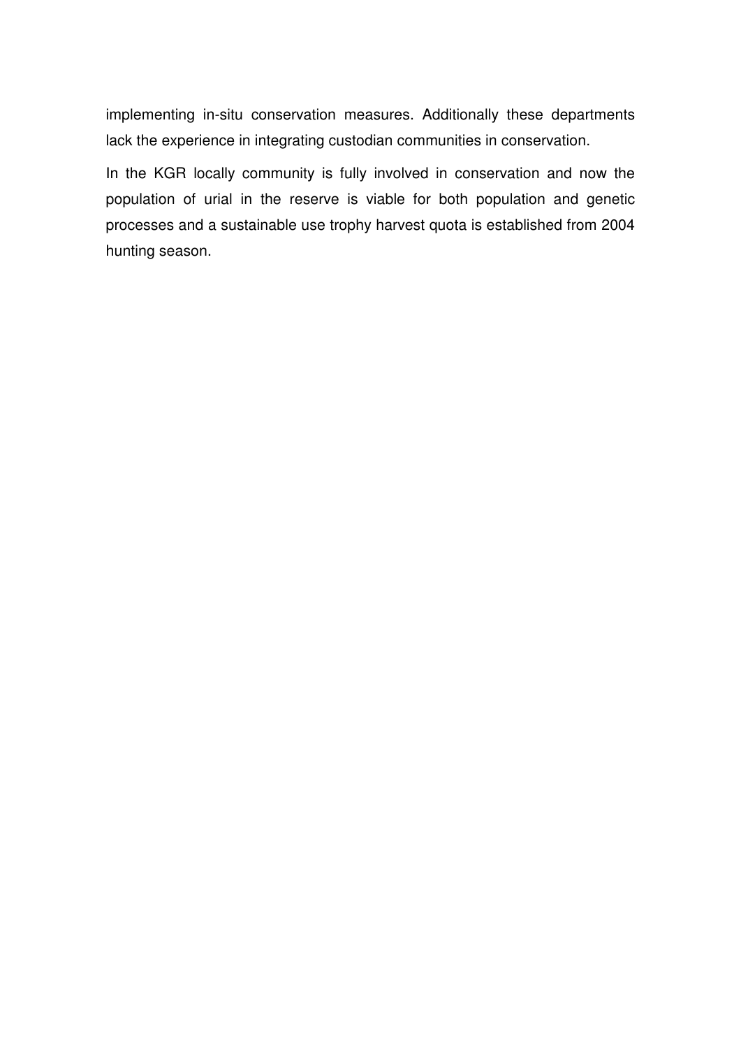implementing in-situ conservation measures. Additionally these departments lack the experience in integrating custodian communities in conservation.

In the KGR locally community is fully involved in conservation and now the population of urial in the reserve is viable for both population and genetic processes and a sustainable use trophy harvest quota is established from 2004 hunting season.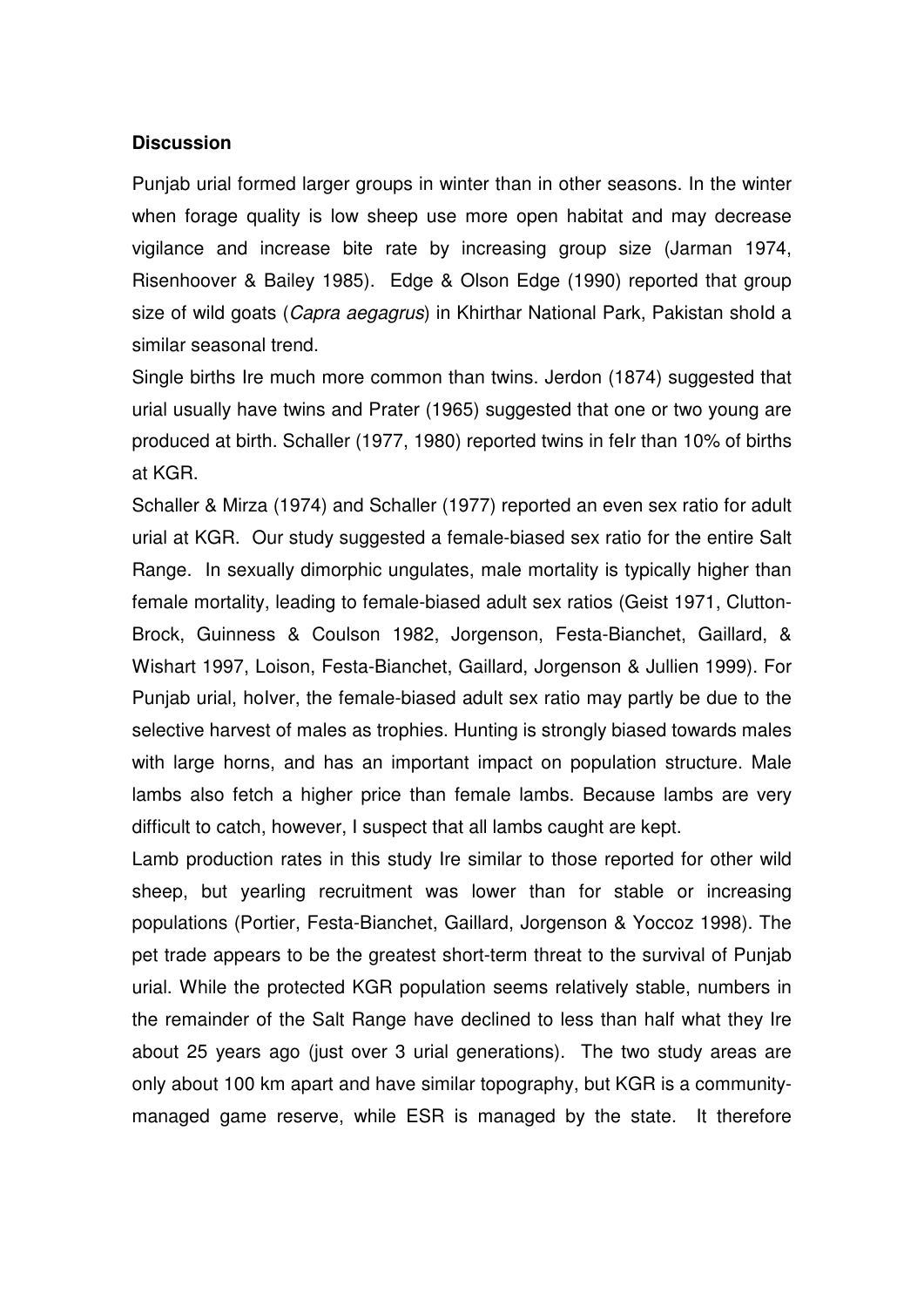**Discussion**

Punjab urial formed larger groups in winter than in other seasons. In the winter when forage quality is low sheep use more open habitat and may decrease vigilance and increase bite rate by increasing group size (Jarman 1974, Risenhoover & Bailey 1985). Edge & Olson Edge (1990) reported that group size of wild goats (*Capra aegagrus*) in Khirthar National Park, Pakistan shoId a similar seasonal trend.

Single births Ire much more common than twins. Jerdon (1874) suggested that urial usually have twins and Prater (1965) suggested that one or two young are produced at birth. Schaller (1977, 1980) reported twins in feIr than 10% of births at KGR.

Schaller & Mirza (1974) and Schaller (1977) reported an even sex ratio for adult urial at KGR. Our study suggested a female-biased sex ratio for the entire Salt Range. In sexually dimorphic ungulates, male mortality is typically higher than female mortality, leading to female-biased adult sex ratios (Geist 1971, Clutton-Brock, Guinness & Coulson 1982, Jorgenson, Festa-Bianchet, Gaillard, & Wishart 1997, Loison, Festa-Bianchet, Gaillard, Jorgenson & Jullien 1999). For Punjab urial, hoIver, the female-biased adult sex ratio may partly be due to the selective harvest of males as trophies. Hunting is strongly biased towards males with large horns, and has an important impact on population structure. Male lambs also fetch a higher price than female lambs. Because lambs are very difficult to catch, however, I suspect that all lambs caught are kept.

Lamb production rates in this study Ire similar to those reported for other wild sheep, but yearling recruitment was lower than for stable or increasing populations (Portier, Festa-Bianchet, Gaillard, Jorgenson & Yoccoz 1998). The pet trade appears to be the greatest short-term threat to the survival of Punjab urial. While the protected KGR population seems relatively stable, numbers in the remainder of the Salt Range have declined to less than half what they Ire about 25 years ago (just over 3 urial generations). The two study areas are only about 100 km apart and have similar topography, but KGR is a community-managed game reserve, while ESR is managed by the state. It therefore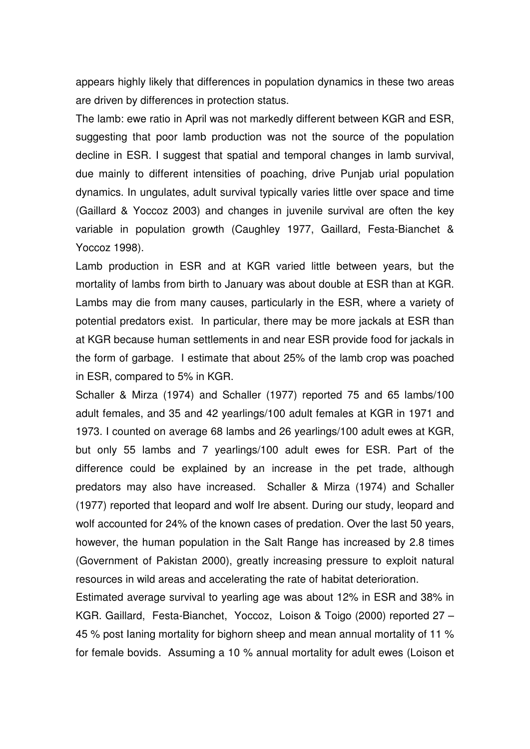appears highly likely that differences in population dynamics in these two areas are driven by differences in protection status.

The lamb: ewe ratio in April was not markedly different between KGR and ESR, suggesting that poor lamb production was not the source of the population decline in ESR. I suggest that spatial and temporal changes in lamb survival, due mainly to different intensities of poaching, drive Punjab urial population dynamics. In ungulates, adult survival typically varies little over space and time (Gaillard & Yoccoz 2003) and changes in juvenile survival are often the key variable in population growth (Caughley 1977, Gaillard, Festa-Bianchet & Yoccoz 1998).

Lamb production in ESR and at KGR varied little between years, but the mortality of lambs from birth to January was about double at ESR than at KGR. Lambs may die from many causes, particularly in the ESR, where a variety of potential predators exist. In particular, there may be more jackals at ESR than at KGR because human settlements in and near ESR provide food for jackals in the form of garbage. I estimate that about 25% of the lamb crop was poached in ESR, compared to 5% in KGR.

Schaller & Mirza (1974) and Schaller (1977) reported 75 and 65 lambs/100 adult females, and 35 and 42 yearlings/100 adult females at KGR in 1971 and 1973. I counted on average 68 lambs and 26 yearlings/100 adult ewes at KGR, but only 55 lambs and 7 yearlings/100 adult ewes for ESR. Part of the difference could be explained by an increase in the pet trade, although predators may also have increased. Schaller & Mirza (1974) and Schaller (1977) reported that leopard and wolf Ire absent. During our study, leopard and wolf accounted for 24% of the known cases of predation. Over the last 50 years, however, the human population in the Salt Range has increased by 2.8 times (Government of Pakistan 2000), greatly increasing pressure to exploit natural resources in wild areas and accelerating the rate of habitat deterioration.

Estimated average survival to yearling age was about 12% in ESR and 38% in KGR. Gaillard, Festa-Bianchet, Yoccoz, Loison & Toigo (2000) reported 27 – 45 % post laning mortality for bighorn sheep and mean annual mortality of 11 % for female bovids. Assuming a 10 % annual mortality for adult ewes (Loison et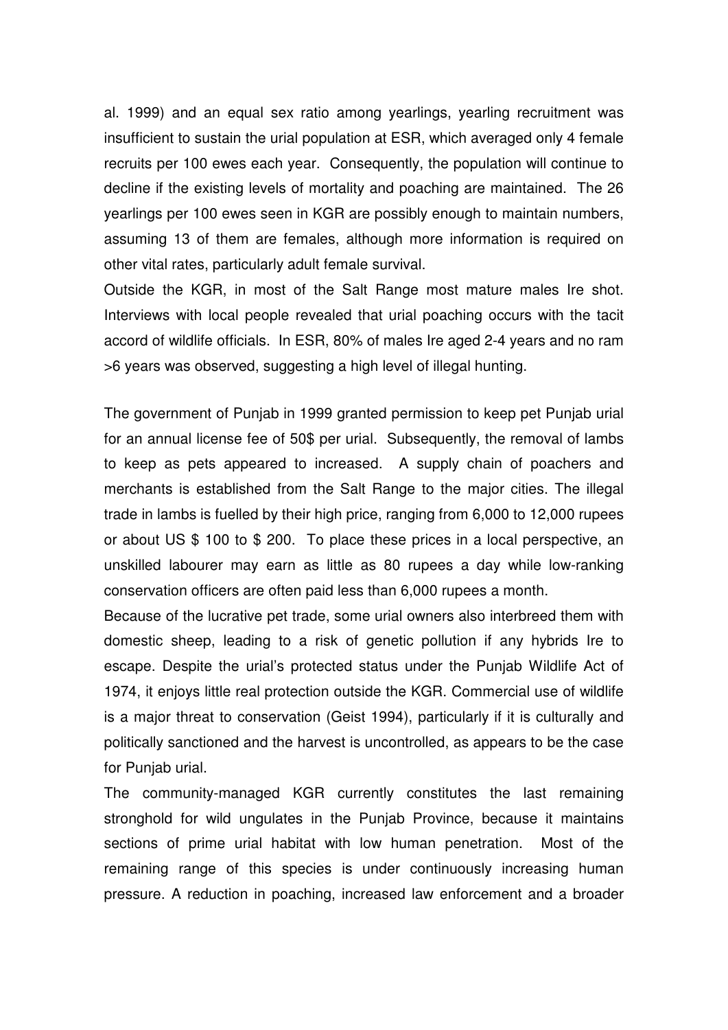al. 1999) and an equal sex ratio among yearlings, yearling recruitment was insufficient to sustain the urial population at ESR, which averaged only 4 female recruits per 100 ewes each year. Consequently, the population will continue to decline if the existing levels of mortality and poaching are maintained. The 26 yearlings per 100 ewes seen in KGR are possibly enough to maintain numbers, assuming 13 of them are females, although more information is required on other vital rates, particularly adult female survival.

Outside the KGR, in most of the Salt Range most mature males Ire shot. Interviews with local people revealed that urial poaching occurs with the tacit accord of wildlife officials. In ESR, 80% of males Ire aged 2-4 years and no ram >6 years was observed, suggesting a high level of illegal hunting.

The government of Punjab in 1999 granted permission to keep pet Punjab urial for an annual license fee of 50$ per urial. Subsequently, the removal of lambs to keep as pets appeared to increased. A supply chain of poachers and merchants is established from the Salt Range to the major cities. The illegal trade in lambs is fuelled by their high price, ranging from 6,000 to 12,000 rupees or about US $ 100 to $ 200. To place these prices in a local perspective, an unskilled labourer may earn as little as 80 rupees a day while low-ranking conservation officers are often paid less than 6,000 rupees a month.

Because of the lucrative pet trade, some urial owners also interbreed them with domestic sheep, leading to a risk of genetic pollution if any hybrids Ire to escape. Despite the urial's protected status under the Punjab Wildlife Act of 1974, it enjoys little real protection outside the KGR. Commercial use of wildlife is a major threat to conservation (Geist 1994), particularly if it is culturally and politically sanctioned and the harvest is uncontrolled, as appears to be the case for Punjab urial.

The community-managed KGR currently constitutes the last remaining stronghold for wild ungulates in the Punjab Province, because it maintains sections of prime urial habitat with low human penetration. Most of the remaining range of this species is under continuously increasing human pressure. A reduction in poaching, increased law enforcement and a broader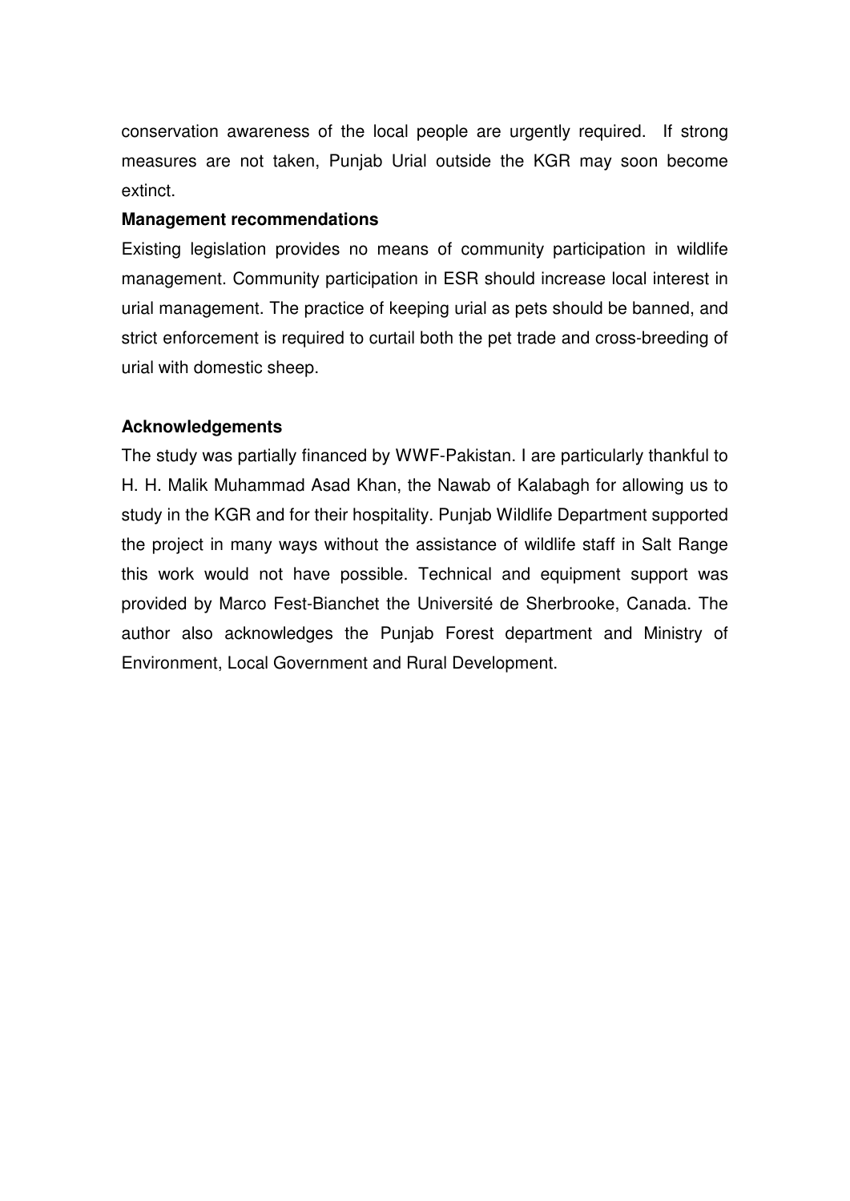conservation awareness of the local people are urgently required. If strong measures are not taken, Punjab Urial outside the KGR may soon become extinct.

**Management recommendations**

Existing legislation provides no means of community participation in wildlife management. Community participation in ESR should increase local interest in urial management. The practice of keeping urial as pets should be banned, and strict enforcement is required to curtail both the pet trade and cross-breeding of urial with domestic sheep.

**Acknowledgements**

The study was partially financed by WWF-Pakistan. I are particularly thankful to H. H. Malik Muhammad Asad Khan, the Nawab of Kalabagh for allowing us to study in the KGR and for their hospitality. Punjab Wildlife Department supported the project in many ways without the assistance of wildlife staff in Salt Range this work would not have possible. Technical and equipment support was provided by Marco Fest-Bianchet the Université de Sherbrooke, Canada. The author also acknowledges the Punjab Forest department and Ministry of Environment, Local Government and Rural Development.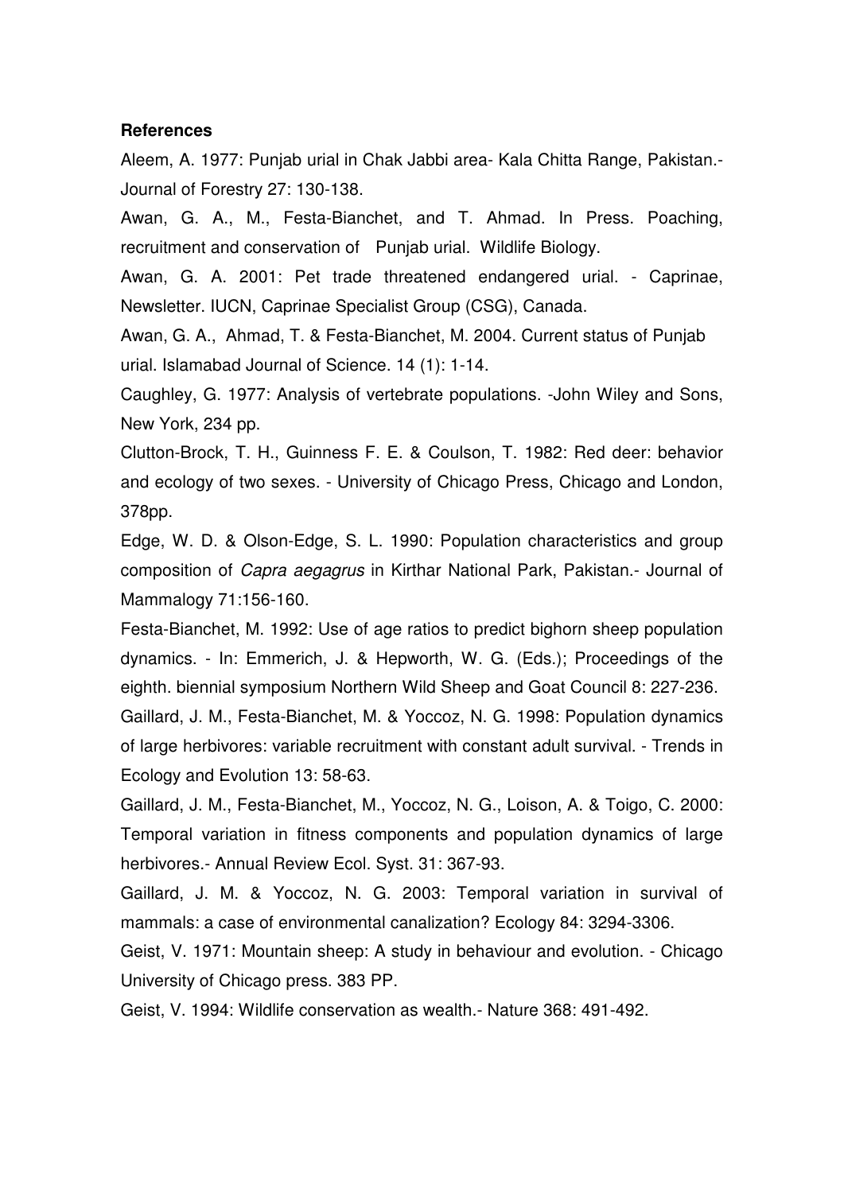**References**

Aleem, A. 1977: Punjab urial in Chak Jabbi area- Kala Chitta Range, Pakistan.- Journal of Forestry 27: 130-138.

Awan, G. A., M., Festa-Bianchet, and T. Ahmad. In Press. Poaching, recruitment and conservation of Punjab urial. Wildlife Biology.

Awan, G. A. 2001: Pet trade threatened endangered urial. - Caprinae, Newsletter. IUCN, Caprinae Specialist Group (CSG), Canada.

Awan, G. A., Ahmad, T. & Festa-Bianchet, M. 2004. Current status of Punjab urial. Islamabad Journal of Science. 14 (1): 1-14.

Caughley, G. 1977: Analysis of vertebrate populations. -John Wiley and Sons, New York, 234 pp.

Clutton-Brock, T. H., Guinness F. E. & Coulson, T. 1982: Red deer: behavior and ecology of two sexes. - University of Chicago Press, Chicago and London, 378pp.

Edge, W. D. & Olson-Edge, S. L. 1990: Population characteristics and group composition of *Capra aegagrus* in Kirthar National Park, Pakistan.- Journal of Mammalogy 71:156-160.

Festa-Bianchet, M. 1992: Use of age ratios to predict bighorn sheep population dynamics. - In: Emmerich, J. & Hepworth, W. G. (Eds.); Proceedings of the eighth. biennial symposium Northern Wild Sheep and Goat Council 8: 227-236.

Gaillard, J. M., Festa-Bianchet, M. & Yoccoz, N. G. 1998: Population dynamics of large herbivores: variable recruitment with constant adult survival. - Trends in Ecology and Evolution 13: 58-63.

Gaillard, J. M., Festa-Bianchet, M., Yoccoz, N. G., Loison, A. & Toigo, C. 2000: Temporal variation in fitness components and population dynamics of large herbivores.- Annual Review Ecol. Syst. 31: 367-93.

Gaillard, J. M. & Yoccoz, N. G. 2003: Temporal variation in survival of mammals: a case of environmental canalization? Ecology 84: 3294-3306.

Geist, V. 1971: Mountain sheep: A study in behaviour and evolution. - Chicago University of Chicago press. 383 PP.

Geist, V. 1994: Wildlife conservation as wealth.- Nature 368: 491-492.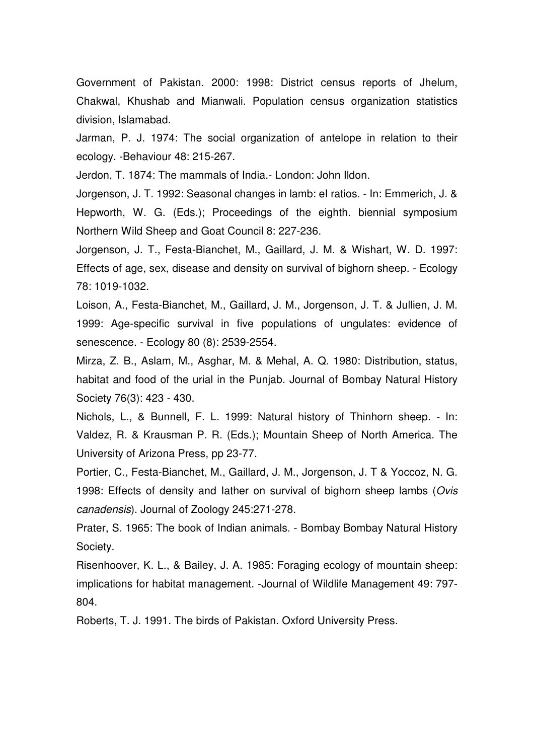Government of Pakistan. 2000: 1998: District census reports of Jhelum, Chakwal, Khushab and Mianwali. Population census organization statistics division, Islamabad.

Jarman, P. J. 1974: The social organization of antelope in relation to their ecology. -Behaviour 48: 215-267.

Jerdon, T. 1874: The mammals of India.- London: John Ildon.

Jorgenson, J. T. 1992: Seasonal changes in lamb: eI ratios. - In: Emmerich, J. & Hepworth, W. G. (Eds.); Proceedings of the eighth. biennial symposium Northern Wild Sheep and Goat Council 8: 227-236.

Jorgenson, J. T., Festa-Bianchet, M., Gaillard, J. M. & Wishart, W. D. 1997: Effects of age, sex, disease and density on survival of bighorn sheep. - Ecology 78: 1019-1032.

Loison, A., Festa-Bianchet, M., Gaillard, J. M., Jorgenson, J. T. & Jullien, J. M. 1999: Age-specific survival in five populations of ungulates: evidence of senescence. - Ecology 80 (8): 2539-2554.

Mirza, Z. B., Aslam, M., Asghar, M. & Mehal, A. Q. 1980: Distribution, status, habitat and food of the urial in the Punjab. Journal of Bombay Natural History Society 76(3): 423 - 430.

Nichols, L., & Bunnell, F. L. 1999: Natural history of Thinhorn sheep. - In: Valdez, R. & Krausman P. R. (Eds.); Mountain Sheep of North America. The University of Arizona Press, pp 23-77.

Portier, C., Festa-Bianchet, M., Gaillard, J. M., Jorgenson, J. T & Yoccoz, N. G. 1998: Effects of density and Iather on survival of bighorn sheep lambs (*Ovis canadensis*). Journal of Zoology 245:271-278.

Prater, S. 1965: The book of Indian animals. - Bombay Bombay Natural History Society.

Risenhoover, K. L., & Bailey, J. A. 1985: Foraging ecology of mountain sheep: implications for habitat management. -Journal of Wildlife Management 49: 797-804.

Roberts, T. J. 1991. The birds of Pakistan. Oxford University Press.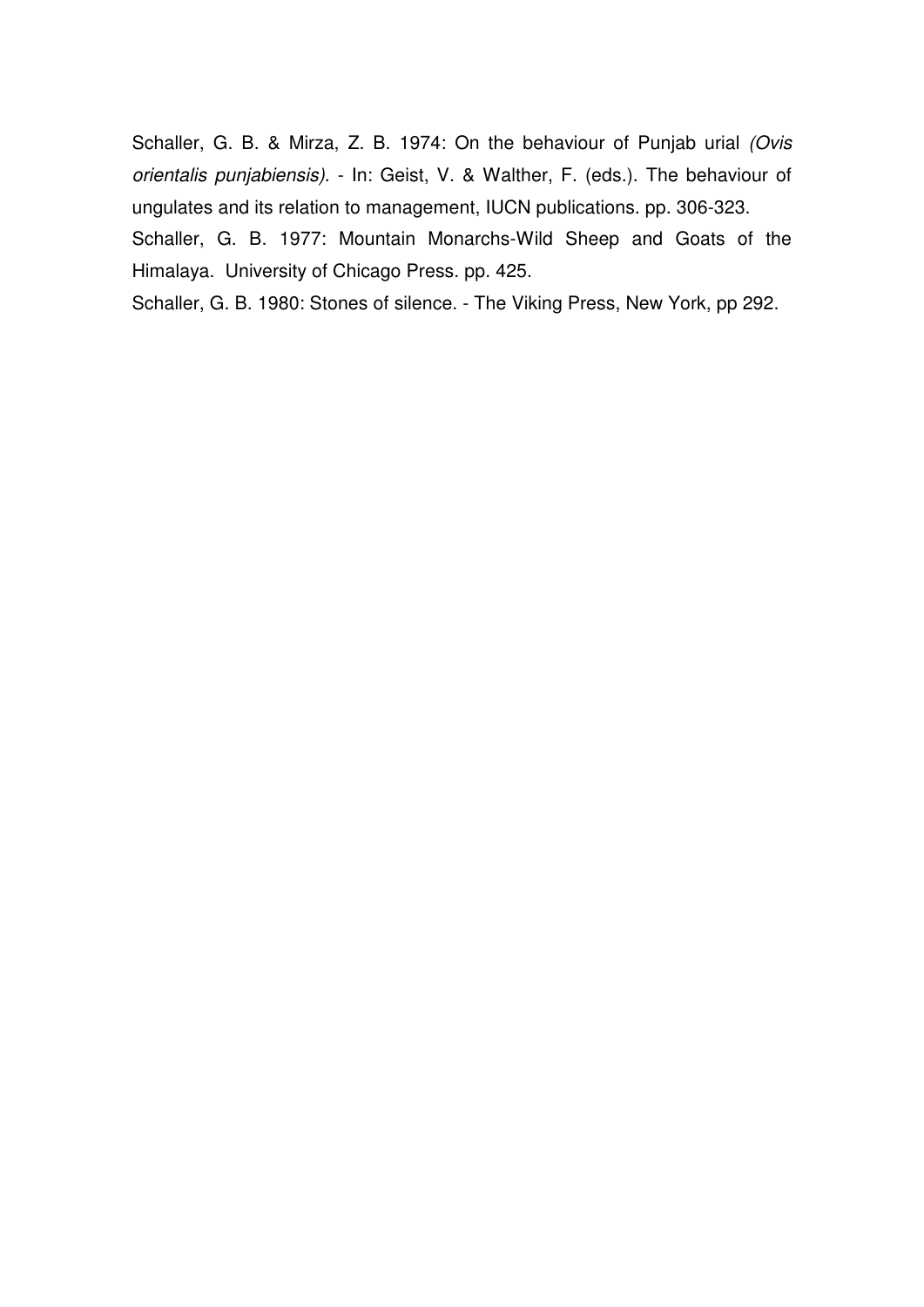Schaller, G. B. & Mirza, Z. B. 1974: On the behaviour of Punjab urial *(Ovis orientalis punjabiensis)*. - In: Geist, V. & Walther, F. (eds.). The behaviour of ungulates and its relation to management, IUCN publications. pp. 306-323.

Schaller, G. B. 1977: Mountain Monarchs-Wild Sheep and Goats of the Himalaya. University of Chicago Press. pp. 425.

Schaller, G. B. 1980: Stones of silence. - The Viking Press, New York, pp 292.